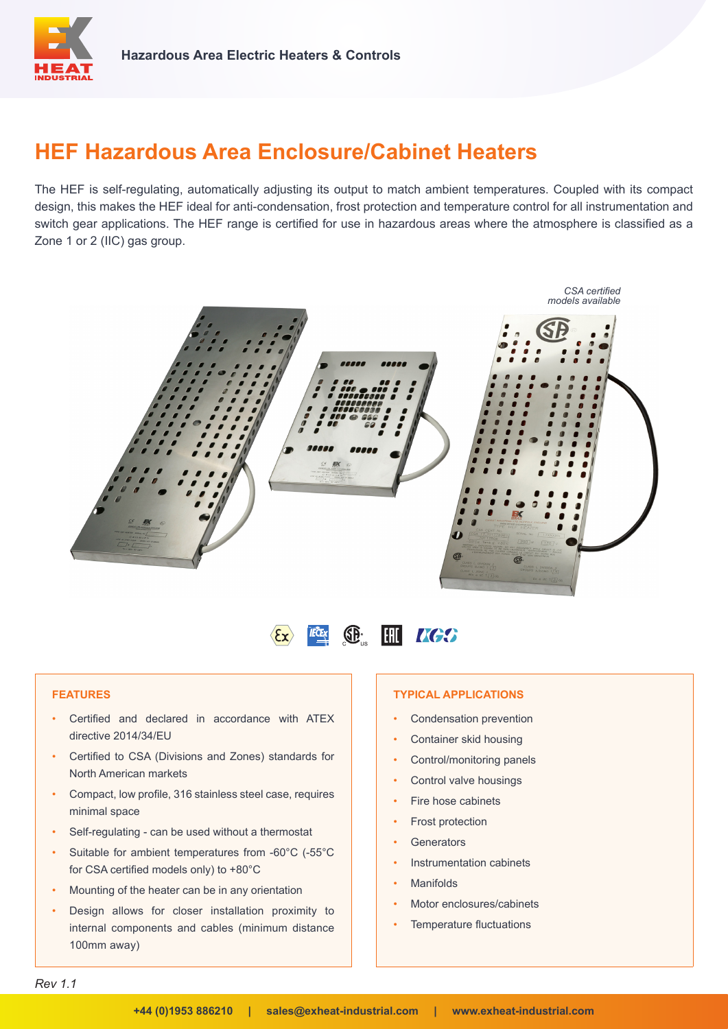# HEF Hazardous Area Enclosure/Cabinet Heaters

The HEF is self-regulating, automatically adjusting its output to match ambient temperatures. Coupled with its compact design, this makes the HEF ideal for anti-condensation, frost protection and temperature control for all instrumentation and switch gear applications. The HEF range is certified for use in hazardous areas where the atmosphere is classified as a Zone 1 or 2 (IIC) gas group.

*CSA certified models available*

### FEATURES

- Certified and declared in accordance with ATEX directive 2014/34/EU
- Certified to CSA (Divisions and Zones) standards for North American markets
- Compact, low profile, 316 stainless steel case, requires minimal space
- Self-regulating - can be used without a thermostat
- Suitable for ambient temperatures from -60°C (-55°C for CSA certified models only) to +80°C
- Mounting of the heater can be in any orientation
- Design allows for closer installation proximity to internal components and cables (minimum distance 100mm away)

### TYPICAL APPLICATIONS

- Condensation prevention
- Container skid housing
- Control/monitoring panels
- Control valve housings
- Fire hose cabinets
- Frost protection
- Generators
- Instrumentation cabinets
- Manifolds
- Motor enclosures/cabinets
- Temperature fluctuations

*Rev 1.1*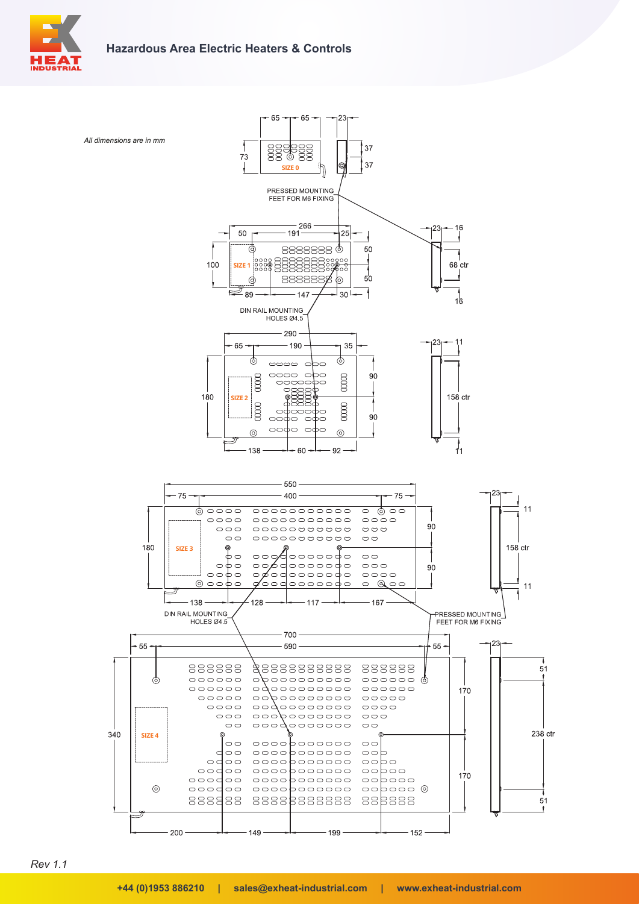*All dimensions are in mm*

SIZE 0

65 | 65 | 23 | 73 | 37 | 37

PRESSED MOUNTING FEET FOR M6 FIXING

SIZE 1

266 | 50 | 191 | 25 | 100 | 50 | 50 | 89 | 147 | 30 | 23 | 16 | 68 ctr | 16

DIN RAIL MOUNTING HOLES Ø4.5

SIZE 2

290 | 65 | 190 | 35 | 180 | 90 | 90 | 138 | 60 | 92 | 23 | 11 | 158 ctr | 11

SIZE 3

550 | 75 | 400 | 75 | 180 | 90 | 90 | 138 | 128 | 117 | 167 | 23 | 11 | 158 ctr | 11

DIN RAIL MOUNTING HOLES Ø4.5

PRESSED MOUNTING FEET FOR M6 FIXING

SIZE 4

700 | 55 | 590 | 55 | 340 | 170 | 170 | 200 | 149 | 199 | 152 | 23 | 51 | 238 ctr | 51

*Rev 1.1*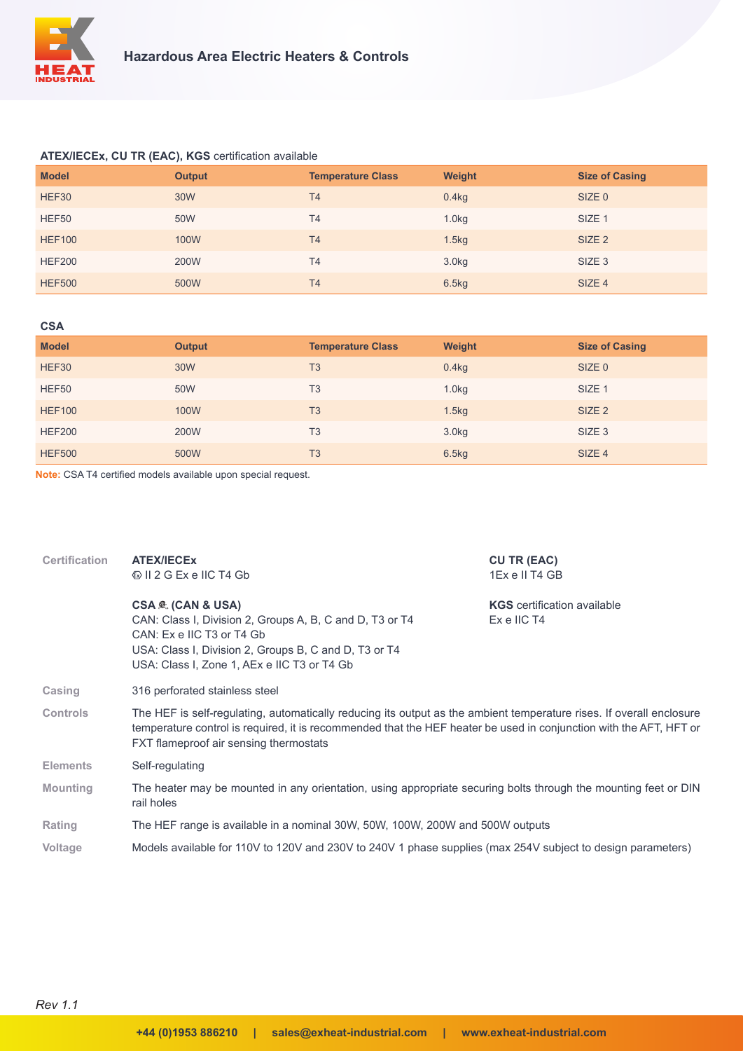**ATEX/IECEx, CU TR (EAC), KGS** certification available

| Model | Output | Temperature Class | Weight | Size of Casing |
|---|---|---|---|---|
| HEF30 | 30W | T4 | 0.4kg | SIZE 0 |
| HEF50 | 50W | T4 | 1.0kg | SIZE 1 |
| HEF100 | 100W | T4 | 1.5kg | SIZE 2 |
| HEF200 | 200W | T4 | 3.0kg | SIZE 3 |
| HEF500 | 500W | T4 | 6.5kg | SIZE 4 |

**CSA**

| Model | Output | Temperature Class | Weight | Size of Casing |
|---|---|---|---|---|
| HEF30 | 30W | T3 | 0.4kg | SIZE 0 |
| HEF50 | 50W | T3 | 1.0kg | SIZE 1 |
| HEF100 | 100W | T3 | 1.5kg | SIZE 2 |
| HEF200 | 200W | T3 | 3.0kg | SIZE 3 |
| HEF500 | 500W | T3 | 6.5kg | SIZE 4 |

**Note:** CSA T4 certified models available upon special request.

**Certification**

**ATEX/IECEx**
II 2 G Ex e IIC T4 Gb

**CU TR (EAC)**
1Ex e II T4 GB

**CSA (CAN & USA)**
CAN: Class I, Division 2, Groups A, B, C and D, T3 or T4
CAN: Ex e IIC T3 or T4 Gb
USA: Class I, Division 2, Groups B, C and D, T3 or T4
USA: Class I, Zone 1, AEx e IIC T3 or T4 Gb

**KGS** certification available
Ex e IIC T4

**Casing**
316 perforated stainless steel

**Controls**
The HEF is self-regulating, automatically reducing its output as the ambient temperature rises. If overall enclosure temperature control is required, it is recommended that the HEF heater be used in conjunction with the AFT, HFT or FXT flameproof air sensing thermostats

**Elements**
Self-regulating

**Mounting**
The heater may be mounted in any orientation, using appropriate securing bolts through the mounting feet or DIN rail holes

**Rating**
The HEF range is available in a nominal 30W, 50W, 100W, 200W and 500W outputs

**Voltage**
Models available for 110V to 120V and 230V to 240V 1 phase supplies (max 254V subject to design parameters)

*Rev 1.1*